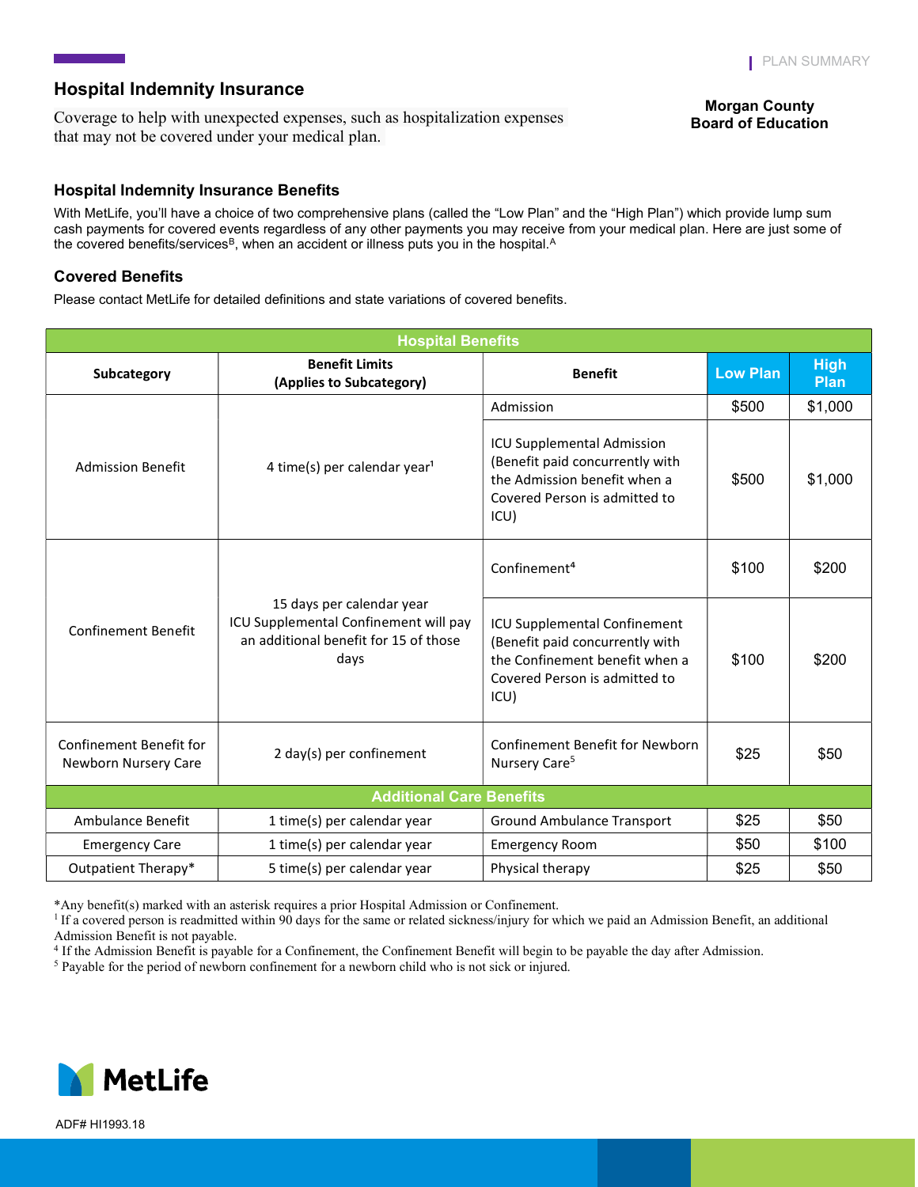PLAN SUMMARY

# Hospital Indemnity Insurance

Coverage to help with unexpected expenses, such as hospitalization expenses that may not be covered under your medical plan.

**Morgan County Board of Education**

## Hospital Indemnity Insurance Benefits

With MetLife, you'll have a choice of two comprehensive plans (called the "Low Plan" and the "High Plan") which provide lump sum cash payments for covered events regardless of any other payments you may receive from your medical plan. Here are just some of the covered benefits/services[B], when an accident or illness puts you in the hospital.[A]

## Covered Benefits

Please contact MetLife for detailed definitions and state variations of covered benefits.

| Hospital Benefits | | | | |
|---|---|---|---|---|
| **Subcategory** | **Benefit Limits (Applies to Subcategory)** | **Benefit** | **Low Plan** | **High Plan** |
| Admission Benefit | 4 time(s) per calendar year[1] | Admission | $500 | $1,000 |
| | | ICU Supplemental Admission (Benefit paid concurrently with the Admission benefit when a Covered Person is admitted to ICU) | $500 | $1,000 |
| Confinement Benefit | 15 days per calendar year ICU Supplemental Confinement will pay an additional benefit for 15 of those days | Confinement[4] | $100 | $200 |
| | | ICU Supplemental Confinement (Benefit paid concurrently with the Confinement benefit when a Covered Person is admitted to ICU) | $100 | $200 |
| Confinement Benefit for Newborn Nursery Care | 2 day(s) per confinement | Confinement Benefit for Newborn Nursery Care[5] | $25 | $50 |
| **Additional Care Benefits** | | | | |
| Ambulance Benefit | 1 time(s) per calendar year | Ground Ambulance Transport | $25 | $50 |
| Emergency Care | 1 time(s) per calendar year | Emergency Room | $50 | $100 |
| Outpatient Therapy* | 5 time(s) per calendar year | Physical therapy | $25 | $50 |

*Any benefit(s) marked with an asterisk requires a prior Hospital Admission or Confinement.

[1] If a covered person is readmitted within 90 days for the same or related sickness/injury for which we paid an Admission Benefit, an additional Admission Benefit is not payable.

[4] If the Admission Benefit is payable for a Confinement, the Confinement Benefit will begin to be payable the day after Admission.

[5] Payable for the period of newborn confinement for a newborn child who is not sick or injured.

MetLife

ADF# HI1993.18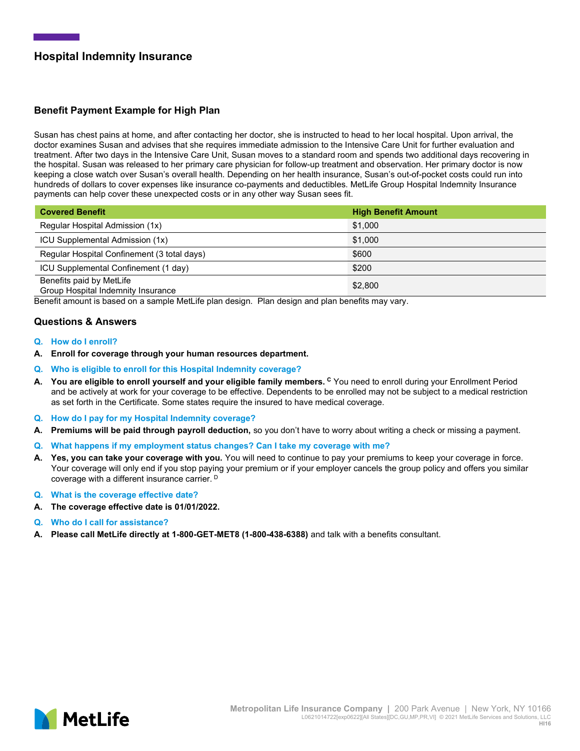# Hospital Indemnity Insurance

## Benefit Payment Example for High Plan

Susan has chest pains at home, and after contacting her doctor, she is instructed to head to her local hospital. Upon arrival, the doctor examines Susan and advises that she requires immediate admission to the Intensive Care Unit for further evaluation and treatment. After two days in the Intensive Care Unit, Susan moves to a standard room and spends two additional days recovering in the hospital. Susan was released to her primary care physician for follow-up treatment and observation. Her primary doctor is now keeping a close watch over Susan's overall health. Depending on her health insurance, Susan's out-of-pocket costs could run into hundreds of dollars to cover expenses like insurance co-payments and deductibles. MetLife Group Hospital Indemnity Insurance payments can help cover these unexpected costs or in any other way Susan sees fit.

| Covered Benefit | High Benefit Amount |
|---|---|
| Regular Hospital Admission (1x) | $1,000 |
| ICU Supplemental Admission (1x) | $1,000 |
| Regular Hospital Confinement (3 total days) | $600 |
| ICU Supplemental Confinement (1 day) | $200 |
| Benefits paid by MetLife Group Hospital Indemnity Insurance | $2,800 |

Benefit amount is based on a sample MetLife plan design. Plan design and plan benefits may vary.

## Questions & Answers

**Q. How do I enroll?**

**A. Enroll for coverage through your human resources department.**

**Q. Who is eligible to enroll for this Hospital Indemnity coverage?**

**A. You are eligible to enroll yourself and your eligible family members.** [C] You need to enroll during your Enrollment Period and be actively at work for your coverage to be effective. Dependents to be enrolled may not be subject to a medical restriction as set forth in the Certificate. Some states require the insured to have medical coverage.

**Q. How do I pay for my Hospital Indemnity coverage?**

**A. Premiums will be paid through payroll deduction,** so you don't have to worry about writing a check or missing a payment.

**Q. What happens if my employment status changes? Can I take my coverage with me?**

**A. Yes, you can take your coverage with you.** You will need to continue to pay your premiums to keep your coverage in force. Your coverage will only end if you stop paying your premium or if your employer cancels the group policy and offers you similar coverage with a different insurance carrier. [D]

**Q. What is the coverage effective date?**

**A. The coverage effective date is 01/01/2022.**

**Q. Who do I call for assistance?**

**A. Please call MetLife directly at 1-800-GET-MET8 (1-800-438-6388)** and talk with a benefits consultant.

MetLife

Metropolitan Life Insurance Company | 200 Park Avenue | New York, NY 10166
L0621014722[exp0622][All States][DC,GU,MP,PR,VI] © 2021 MetLife Services and Solutions, LLC
HI16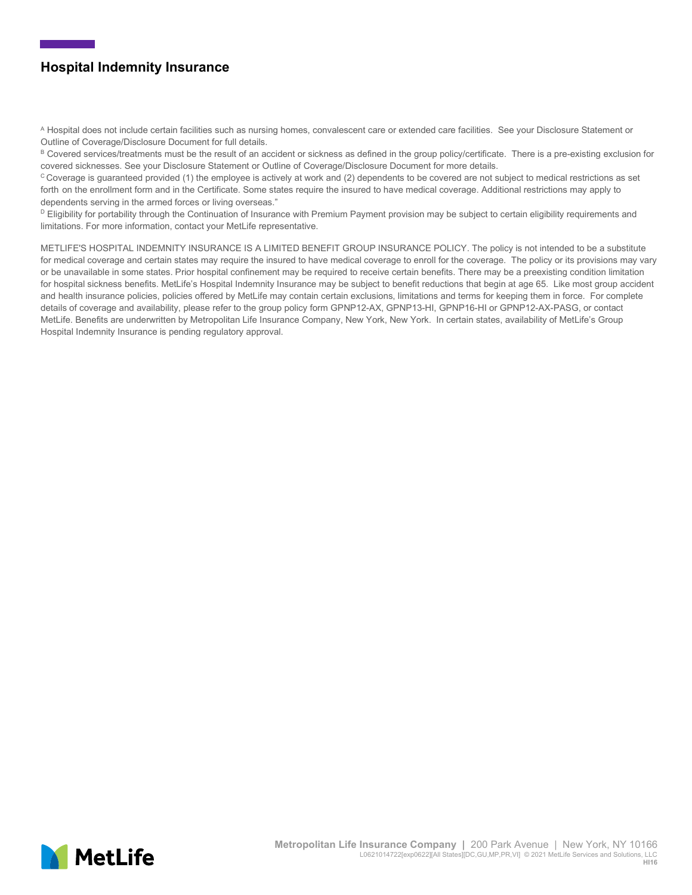## Hospital Indemnity Insurance

[A] Hospital does not include certain facilities such as nursing homes, convalescent care or extended care facilities. See your Disclosure Statement or Outline of Coverage/Disclosure Document for full details.
[B] Covered services/treatments must be the result of an accident or sickness as defined in the group policy/certificate. There is a pre-existing exclusion for covered sicknesses. See your Disclosure Statement or Outline of Coverage/Disclosure Document for more details.
[C] Coverage is guaranteed provided (1) the employee is actively at work and (2) dependents to be covered are not subject to medical restrictions as set forth on the enrollment form and in the Certificate. Some states require the insured to have medical coverage. Additional restrictions may apply to dependents serving in the armed forces or living overseas."
[D] Eligibility for portability through the Continuation of Insurance with Premium Payment provision may be subject to certain eligibility requirements and limitations. For more information, contact your MetLife representative.

METLIFE'S HOSPITAL INDEMNITY INSURANCE IS A LIMITED BENEFIT GROUP INSURANCE POLICY. The policy is not intended to be a substitute for medical coverage and certain states may require the insured to have medical coverage to enroll for the coverage. The policy or its provisions may vary or be unavailable in some states. Prior hospital confinement may be required to receive certain benefits. There may be a preexisting condition limitation for hospital sickness benefits. MetLife's Hospital Indemnity Insurance may be subject to benefit reductions that begin at age 65. Like most group accident and health insurance policies, policies offered by MetLife may contain certain exclusions, limitations and terms for keeping them in force. For complete details of coverage and availability, please refer to the group policy form GPNP12-AX, GPNP13-HI, GPNP16-HI or GPNP12-AX-PASG, or contact MetLife. Benefits are underwritten by Metropolitan Life Insurance Company, New York, New York. In certain states, availability of MetLife's Group Hospital Indemnity Insurance is pending regulatory approval.

MetLife

**Metropolitan Life Insurance Company** | 200 Park Avenue | New York, NY 10166
L0621014722[exp0622][All States][DC,GU,MP,PR,VI] © 2021 MetLife Services and Solutions, LLC
HI16